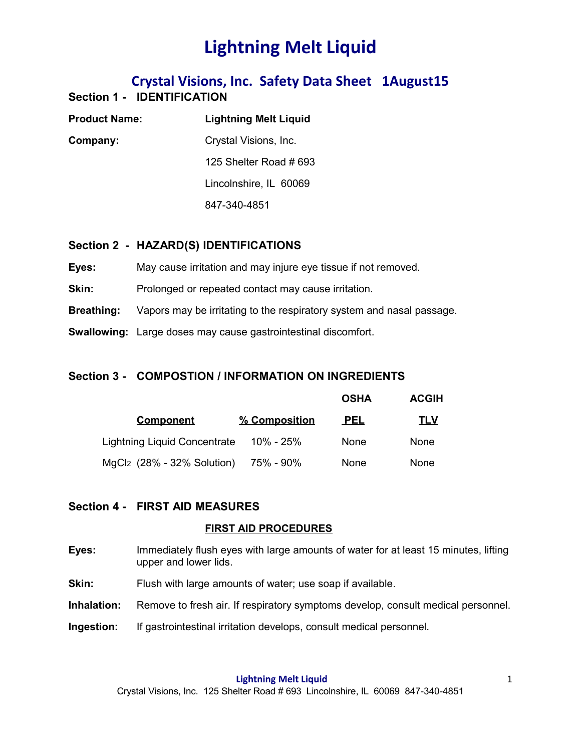# Lightning Melt Liquid

## Crystal Visions, Inc. Safety Data Sheet 1August15

### Section 1 - IDENTIFICATION

**Product Name:** **Lightning Melt Liquid**

**Company:** Crystal Visions, Inc.
125 Shelter Road # 693
Lincolnshire, IL 60069
847-340-4851

### Section 2 - HAZARD(S) IDENTIFICATIONS

**Eyes:** May cause irritation and may injure eye tissue if not removed.

**Skin:** Prolonged or repeated contact may cause irritation.

**Breathing:** Vapors may be irritating to the respiratory system and nasal passage.

**Swallowing:** Large doses may cause gastrointestinal discomfort.

### Section 3 - COMPOSTION / INFORMATION ON INGREDIENTS

| Component | % Composition | OSHA PEL | ACGIH TLV |
|---|---|---|---|
| Lightning Liquid Concentrate | 10% - 25% | None | None |
| $MgCl_2$ (28% - 32% Solution) | 75% - 90% | None | None |

### Section 4 - FIRST AID MEASURES

**FIRST AID PROCEDURES**

**Eyes:** Immediately flush eyes with large amounts of water for at least 15 minutes, lifting upper and lower lids.

**Skin:** Flush with large amounts of water; use soap if available.

**Inhalation:** Remove to fresh air. If respiratory symptoms develop, consult medical personnel.

**Ingestion:** If gastrointestinal irritation develops, consult medical personnel.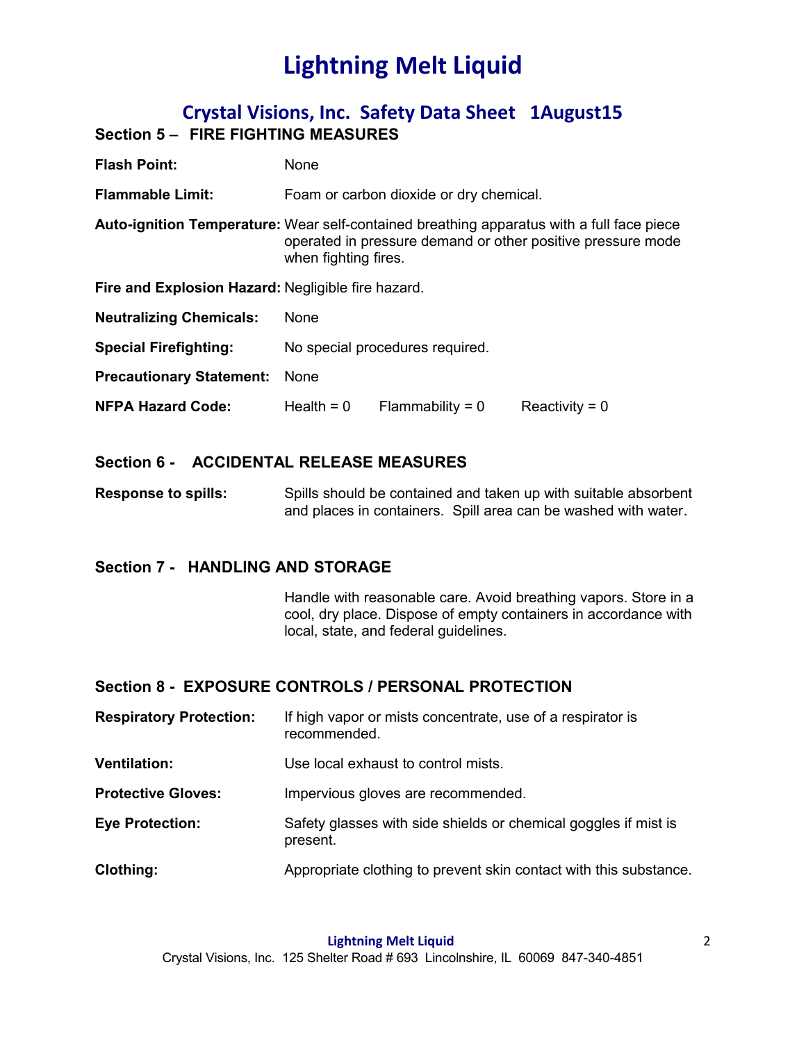# Lightning Melt Liquid

## Crystal Visions, Inc. Safety Data Sheet 1August15

### Section 5 – FIRE FIGHTING MEASURES

**Flash Point:** None

**Flammable Limit:** Foam or carbon dioxide or dry chemical.

**Auto-ignition Temperature:** Wear self-contained breathing apparatus with a full face piece operated in pressure demand or other positive pressure mode when fighting fires.

**Fire and Explosion Hazard:** Negligible fire hazard.

**Neutralizing Chemicals:** None

**Special Firefighting:** No special procedures required.

**Precautionary Statement:** None

**NFPA Hazard Code:** Health = 0 Flammability = 0 Reactivity = 0

### Section 6 - ACCIDENTAL RELEASE MEASURES

**Response to spills:** Spills should be contained and taken up with suitable absorbent and places in containers. Spill area can be washed with water.

### Section 7 - HANDLING AND STORAGE

Handle with reasonable care. Avoid breathing vapors. Store in a cool, dry place. Dispose of empty containers in accordance with local, state, and federal guidelines.

### Section 8 - EXPOSURE CONTROLS / PERSONAL PROTECTION

**Respiratory Protection:** If high vapor or mists concentrate, use of a respirator is recommended.

**Ventilation:** Use local exhaust to control mists.

**Protective Gloves:** Impervious gloves are recommended.

**Eye Protection:** Safety glasses with side shields or chemical goggles if mist is present.

**Clothing:** Appropriate clothing to prevent skin contact with this substance.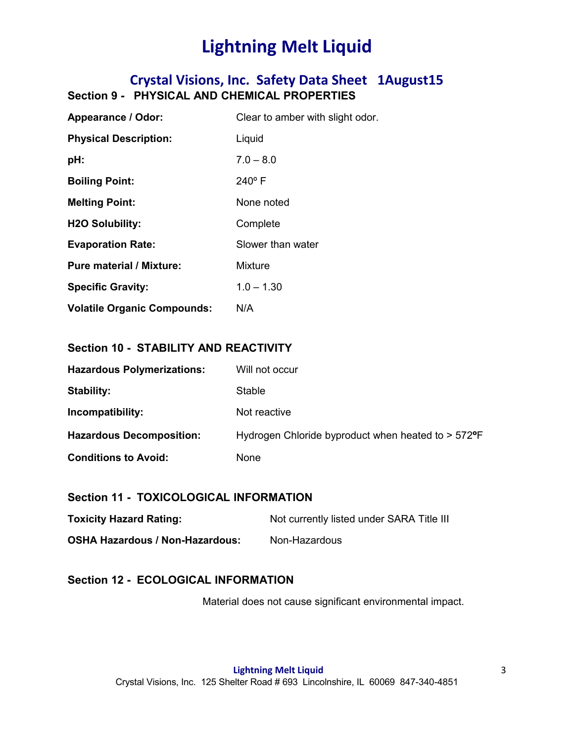# Lightning Melt Liquid

## Crystal Visions, Inc. Safety Data Sheet 1August15

### Section 9 - PHYSICAL AND CHEMICAL PROPERTIES

**Appearance / Odor:** Clear to amber with slight odor.

**Physical Description:** Liquid

**pH:** 7.0 – 8.0

**Boiling Point:** 240º F

**Melting Point:** None noted

**H2O Solubility:** Complete

**Evaporation Rate:** Slower than water

**Pure material / Mixture:** Mixture

**Specific Gravity:** 1.0 – 1.30

**Volatile Organic Compounds:** N/A

### Section 10 - STABILITY AND REACTIVITY

**Hazardous Polymerizations:** Will not occur

**Stability:** Stable

**Incompatibility:** Not reactive

**Hazardous Decomposition:** Hydrogen Chloride byproduct when heated to > 572ºF

**Conditions to Avoid:** None

### Section 11 - TOXICOLOGICAL INFORMATION

**Toxicity Hazard Rating:** Not currently listed under SARA Title III

**OSHA Hazardous / Non-Hazardous:** Non-Hazardous

### Section 12 - ECOLOGICAL INFORMATION

Material does not cause significant environmental impact.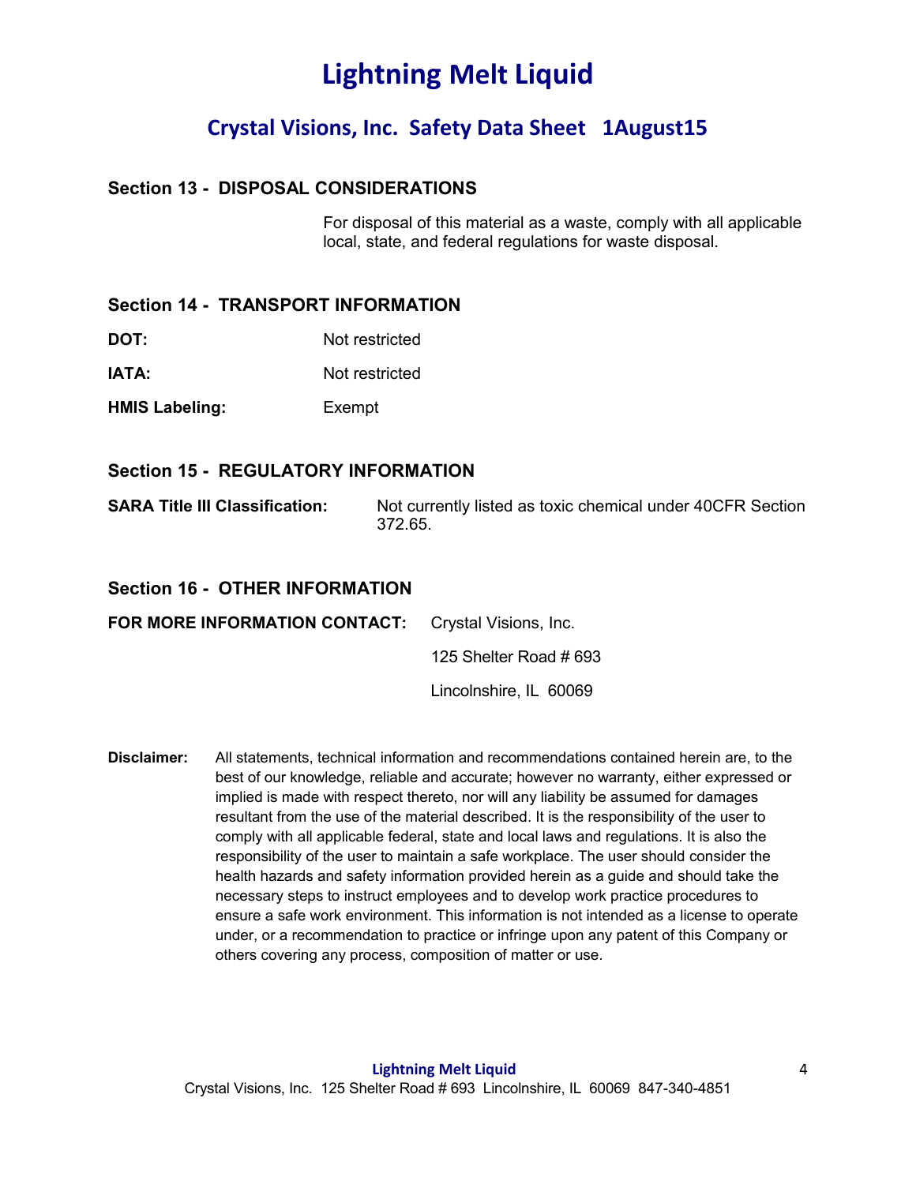# Lightning Melt Liquid

## Crystal Visions, Inc. Safety Data Sheet 1August15

### Section 13 - DISPOSAL CONSIDERATIONS

For disposal of this material as a waste, comply with all applicable local, state, and federal regulations for waste disposal.

### Section 14 - TRANSPORT INFORMATION

**DOT:** Not restricted

**IATA:** Not restricted

**HMIS Labeling:** Exempt

### Section 15 - REGULATORY INFORMATION

**SARA Title III Classification:** Not currently listed as toxic chemical under 40CFR Section 372.65.

### Section 16 - OTHER INFORMATION

**FOR MORE INFORMATION CONTACT:** Crystal Visions, Inc.

125 Shelter Road # 693

Lincolnshire, IL 60069

**Disclaimer:** All statements, technical information and recommendations contained herein are, to the best of our knowledge, reliable and accurate; however no warranty, either expressed or implied is made with respect thereto, nor will any liability be assumed for damages resultant from the use of the material described. It is the responsibility of the user to comply with all applicable federal, state and local laws and regulations. It is also the responsibility of the user to maintain a safe workplace. The user should consider the health hazards and safety information provided herein as a guide and should take the necessary steps to instruct employees and to develop work practice procedures to ensure a safe work environment. This information is not intended as a license to operate under, or a recommendation to practice or infringe upon any patent of this Company or others covering any process, composition of matter or use.